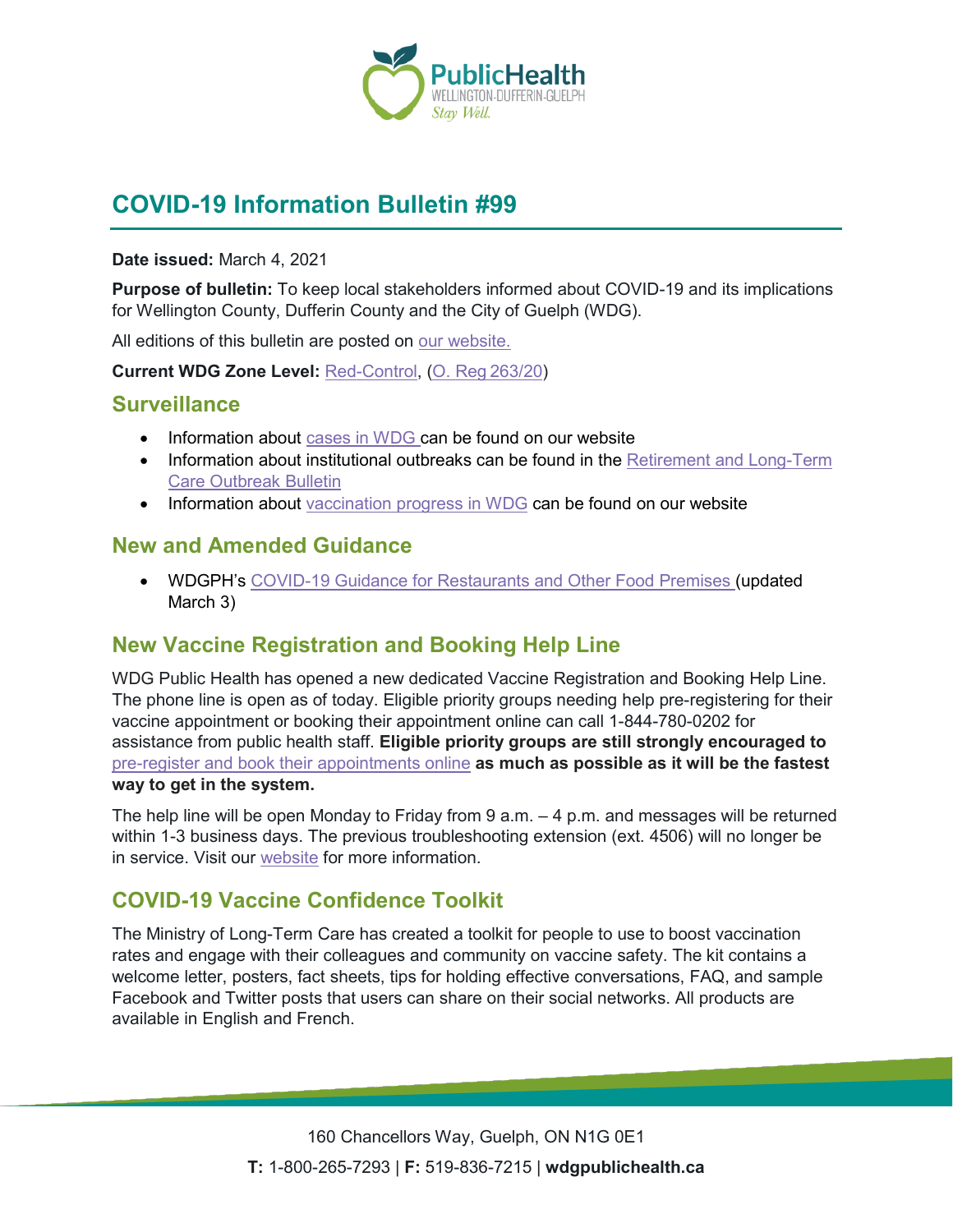# COVID-19 Information Bulletin #99

**Date issued:** March 4, 2021

**Purpose of bulletin:** To keep local stakeholders informed about COVID-19 and its implications for Wellington County, Dufferin County and the City of Guelph (WDG).

All editions of this bulletin are posted on our website.

**Current WDG Zone Level:** Red-Control, (O. Reg 263/20)

## Surveillance

- Information about cases in WDG can be found on our website
- Information about institutional outbreaks can be found in the Retirement and Long-Term Care Outbreak Bulletin
- Information about vaccination progress in WDG can be found on our website

## New and Amended Guidance

- WDGPH's COVID-19 Guidance for Restaurants and Other Food Premises (updated March 3)

## New Vaccine Registration and Booking Help Line

WDG Public Health has opened a new dedicated Vaccine Registration and Booking Help Line. The phone line is open as of today. Eligible priority groups needing help pre-registering for their vaccine appointment or booking their appointment online can call 1-844-780-0202 for assistance from public health staff. **Eligible priority groups are still strongly encouraged to** pre-register and book their appointments online **as much as possible as it will be the fastest way to get in the system.**

The help line will be open Monday to Friday from 9 a.m. – 4 p.m. and messages will be returned within 1-3 business days. The previous troubleshooting extension (ext. 4506) will no longer be in service. Visit our website for more information.

## COVID-19 Vaccine Confidence Toolkit

The Ministry of Long-Term Care has created a toolkit for people to use to boost vaccination rates and engage with their colleagues and community on vaccine safety. The kit contains a welcome letter, posters, fact sheets, tips for holding effective conversations, FAQ, and sample Facebook and Twitter posts that users can share on their social networks. All products are available in English and French.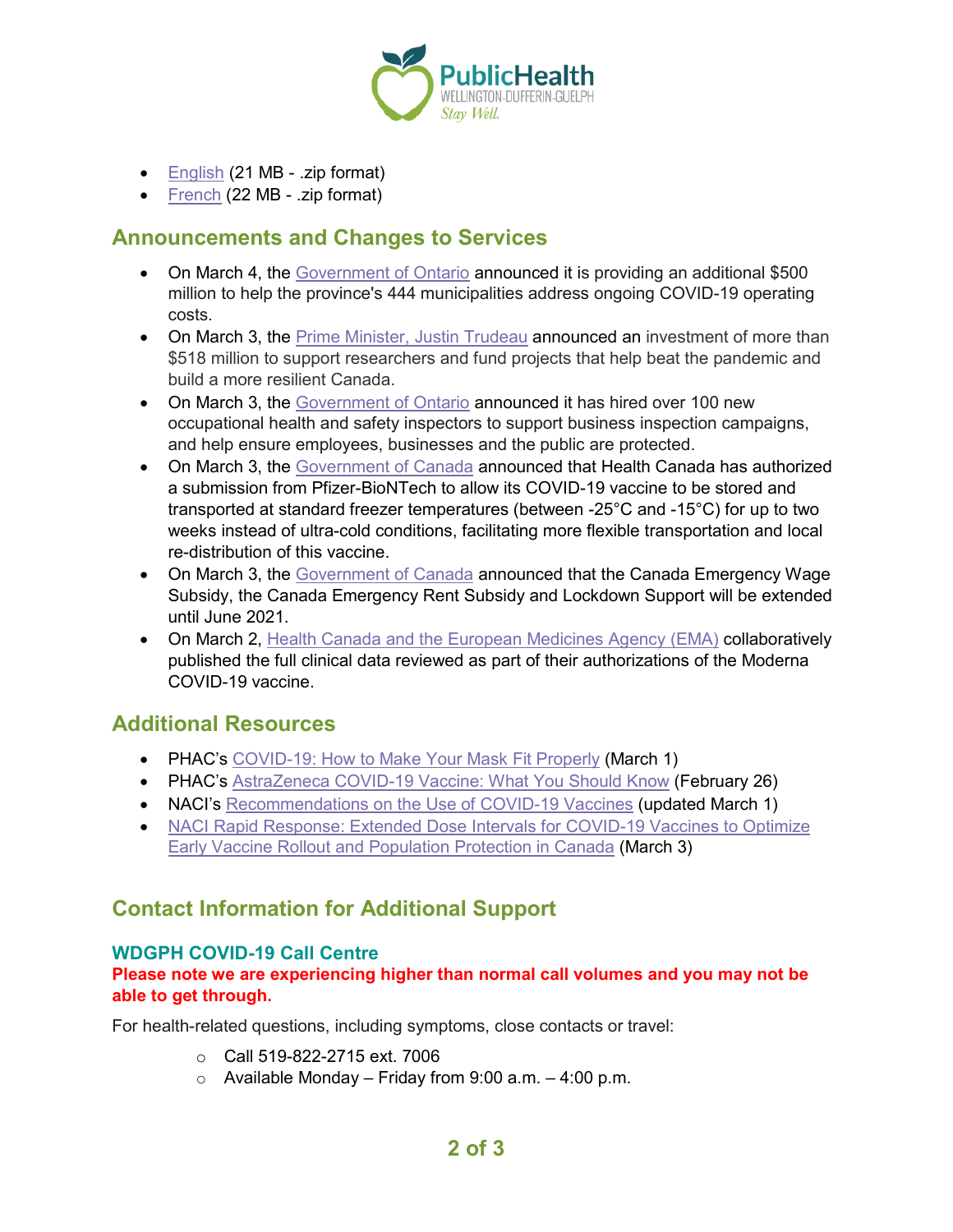- English (21 MB - .zip format)
- French (22 MB - .zip format)

## Announcements and Changes to Services

- On March 4, the Government of Ontario announced it is providing an additional $500 million to help the province's 444 municipalities address ongoing COVID-19 operating costs.
- On March 3, the Prime Minister, Justin Trudeau announced an investment of more than $518 million to support researchers and fund projects that help beat the pandemic and build a more resilient Canada.
- On March 3, the Government of Ontario announced it has hired over 100 new occupational health and safety inspectors to support business inspection campaigns, and help ensure employees, businesses and the public are protected.
- On March 3, the Government of Canada announced that Health Canada has authorized a submission from Pfizer-BioNTech to allow its COVID-19 vaccine to be stored and transported at standard freezer temperatures (between -25°C and -15°C) for up to two weeks instead of ultra-cold conditions, facilitating more flexible transportation and local re-distribution of this vaccine.
- On March 3, the Government of Canada announced that the Canada Emergency Wage Subsidy, the Canada Emergency Rent Subsidy and Lockdown Support will be extended until June 2021.
- On March 2, Health Canada and the European Medicines Agency (EMA) collaboratively published the full clinical data reviewed as part of their authorizations of the Moderna COVID-19 vaccine.

## Additional Resources

- PHAC's COVID-19: How to Make Your Mask Fit Properly (March 1)
- PHAC's AstraZeneca COVID-19 Vaccine: What You Should Know (February 26)
- NACI's Recommendations on the Use of COVID-19 Vaccines (updated March 1)
- NACI Rapid Response: Extended Dose Intervals for COVID-19 Vaccines to Optimize Early Vaccine Rollout and Population Protection in Canada (March 3)

## Contact Information for Additional Support

### WDGPH COVID-19 Call Centre

**Please note we are experiencing higher than normal call volumes and you may not be able to get through.**

For health-related questions, including symptoms, close contacts or travel:

- Call 519-822-2715 ext. 7006
- Available Monday – Friday from 9:00 a.m. – 4:00 p.m.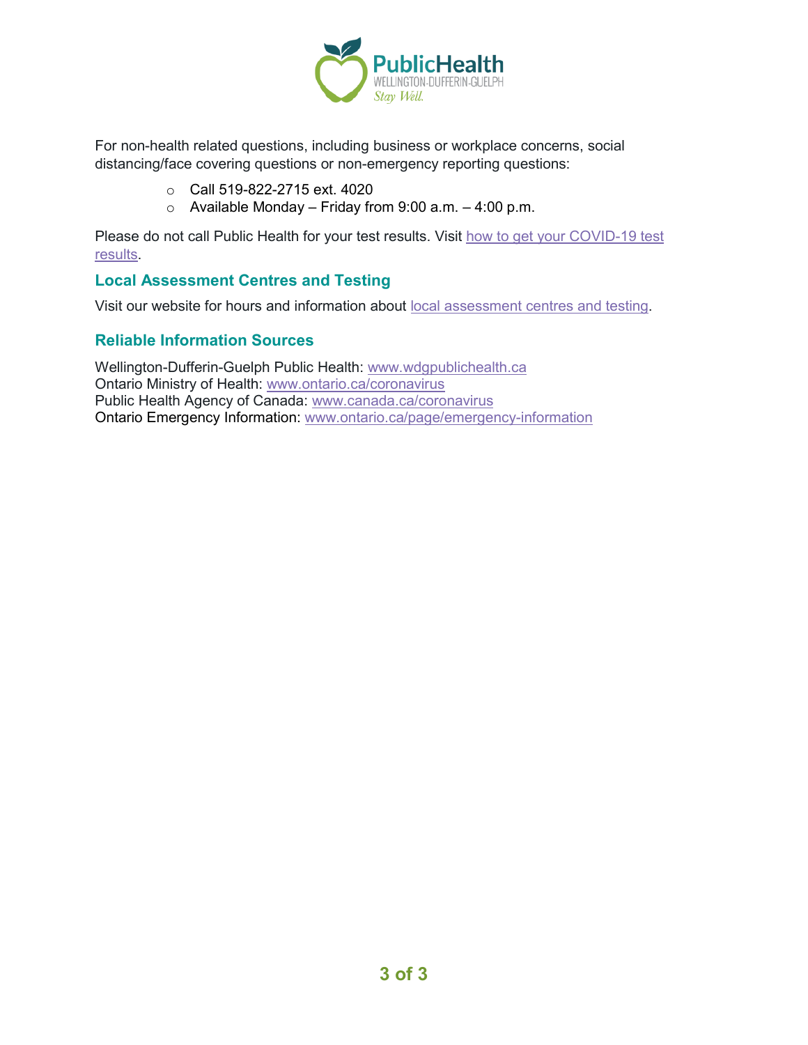For non-health related questions, including business or workplace concerns, social distancing/face covering questions or non-emergency reporting questions:

- Call 519-822-2715 ext. 4020
- Available Monday – Friday from 9:00 a.m. – 4:00 p.m.

Please do not call Public Health for your test results. Visit how to get your COVID-19 test results.

## Local Assessment Centres and Testing

Visit our website for hours and information about local assessment centres and testing.

## Reliable Information Sources

Wellington-Dufferin-Guelph Public Health: www.wdgpublichealth.ca
Ontario Ministry of Health: www.ontario.ca/coronavirus
Public Health Agency of Canada: www.canada.ca/coronavirus
Ontario Emergency Information: www.ontario.ca/page/emergency-information